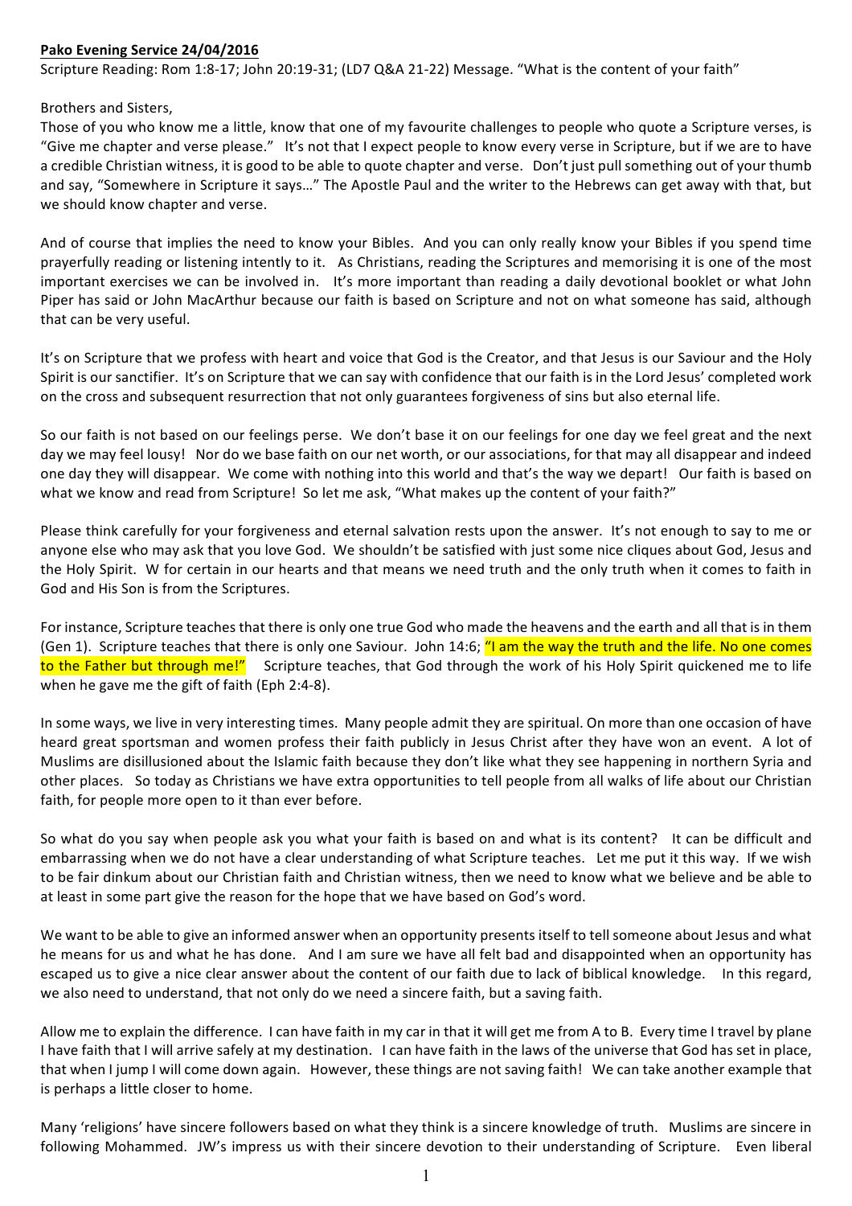**Pako Evening Service 24/04/2016**

Scripture Reading: Rom 1:8-17; John 20:19-31; (LD7 Q&A 21-22) Message. "What is the content of your faith"

Brothers and Sisters,

Those of you who know me a little, know that one of my favourite challenges to people who quote a Scripture verses, is "Give me chapter and verse please." It's not that I expect people to know every verse in Scripture, but if we are to have a credible Christian witness, it is good to be able to quote chapter and verse. Don't just pull something out of your thumb and say, "Somewhere in Scripture it says…" The Apostle Paul and the writer to the Hebrews can get away with that, but we should know chapter and verse.

And of course that implies the need to know your Bibles. And you can only really know your Bibles if you spend time prayerfully reading or listening intently to it. As Christians, reading the Scriptures and memorising it is one of the most important exercises we can be involved in. It's more important than reading a daily devotional booklet or what John Piper has said or John MacArthur because our faith is based on Scripture and not on what someone has said, although that can be very useful.

It's on Scripture that we profess with heart and voice that God is the Creator, and that Jesus is our Saviour and the Holy Spirit is our sanctifier. It's on Scripture that we can say with confidence that our faith is in the Lord Jesus' completed work on the cross and subsequent resurrection that not only guarantees forgiveness of sins but also eternal life.

So our faith is not based on our feelings perse. We don't base it on our feelings for one day we feel great and the next day we may feel lousy! Nor do we base faith on our net worth, or our associations, for that may all disappear and indeed one day they will disappear. We come with nothing into this world and that's the way we depart! Our faith is based on what we know and read from Scripture! So let me ask, "What makes up the content of your faith?"

Please think carefully for your forgiveness and eternal salvation rests upon the answer. It's not enough to say to me or anyone else who may ask that you love God. We shouldn't be satisfied with just some nice cliques about God, Jesus and the Holy Spirit. W for certain in our hearts and that means we need truth and the only truth when it comes to faith in God and His Son is from the Scriptures.

For instance, Scripture teaches that there is only one true God who made the heavens and the earth and all that is in them (Gen 1). Scripture teaches that there is only one Saviour. John 14:6; "I am the way the truth and the life. No one comes to the Father but through me!" Scripture teaches, that God through the work of his Holy Spirit quickened me to life when he gave me the gift of faith (Eph 2:4-8).

In some ways, we live in very interesting times. Many people admit they are spiritual. On more than one occasion of have heard great sportsman and women profess their faith publicly in Jesus Christ after they have won an event. A lot of Muslims are disillusioned about the Islamic faith because they don't like what they see happening in northern Syria and other places. So today as Christians we have extra opportunities to tell people from all walks of life about our Christian faith, for people more open to it than ever before.

So what do you say when people ask you what your faith is based on and what is its content? It can be difficult and embarrassing when we do not have a clear understanding of what Scripture teaches. Let me put it this way. If we wish to be fair dinkum about our Christian faith and Christian witness, then we need to know what we believe and be able to at least in some part give the reason for the hope that we have based on God's word.

We want to be able to give an informed answer when an opportunity presents itself to tell someone about Jesus and what he means for us and what he has done. And I am sure we have all felt bad and disappointed when an opportunity has escaped us to give a nice clear answer about the content of our faith due to lack of biblical knowledge. In this regard, we also need to understand, that not only do we need a sincere faith, but a saving faith.

Allow me to explain the difference. I can have faith in my car in that it will get me from A to B. Every time I travel by plane I have faith that I will arrive safely at my destination. I can have faith in the laws of the universe that God has set in place, that when I jump I will come down again. However, these things are not saving faith! We can take another example that is perhaps a little closer to home.

Many 'religions' have sincere followers based on what they think is a sincere knowledge of truth. Muslims are sincere in following Mohammed. JW's impress us with their sincere devotion to their understanding of Scripture. Even liberal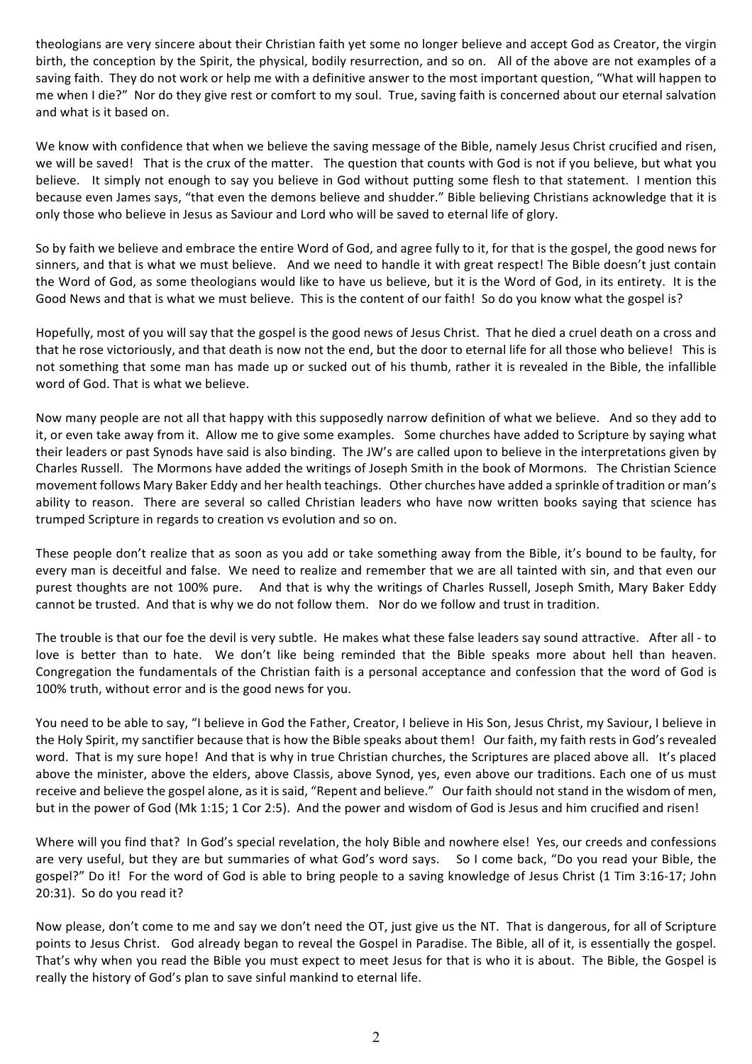theologians are very sincere about their Christian faith yet some no longer believe and accept God as Creator, the virgin birth, the conception by the Spirit, the physical, bodily resurrection, and so on. All of the above are not examples of a saving faith. They do not work or help me with a definitive answer to the most important question, "What will happen to me when I die?" Nor do they give rest or comfort to my soul. True, saving faith is concerned about our eternal salvation and what is it based on.

We know with confidence that when we believe the saving message of the Bible, namely Jesus Christ crucified and risen, we will be saved! That is the crux of the matter. The question that counts with God is not if you believe, but what you believe. It simply not enough to say you believe in God without putting some flesh to that statement. I mention this because even James says, "that even the demons believe and shudder." Bible believing Christians acknowledge that it is only those who believe in Jesus as Saviour and Lord who will be saved to eternal life of glory.

So by faith we believe and embrace the entire Word of God, and agree fully to it, for that is the gospel, the good news for sinners, and that is what we must believe. And we need to handle it with great respect! The Bible doesn't just contain the Word of God, as some theologians would like to have us believe, but it is the Word of God, in its entirety. It is the Good News and that is what we must believe. This is the content of our faith! So do you know what the gospel is?

Hopefully, most of you will say that the gospel is the good news of Jesus Christ. That he died a cruel death on a cross and that he rose victoriously, and that death is now not the end, but the door to eternal life for all those who believe! This is not something that some man has made up or sucked out of his thumb, rather it is revealed in the Bible, the infallible word of God. That is what we believe.

Now many people are not all that happy with this supposedly narrow definition of what we believe. And so they add to it, or even take away from it. Allow me to give some examples. Some churches have added to Scripture by saying what their leaders or past Synods have said is also binding. The JW's are called upon to believe in the interpretations given by Charles Russell. The Mormons have added the writings of Joseph Smith in the book of Mormons. The Christian Science movement follows Mary Baker Eddy and her health teachings. Other churches have added a sprinkle of tradition or man's ability to reason. There are several so called Christian leaders who have now written books saying that science has trumped Scripture in regards to creation vs evolution and so on.

These people don't realize that as soon as you add or take something away from the Bible, it's bound to be faulty, for every man is deceitful and false. We need to realize and remember that we are all tainted with sin, and that even our purest thoughts are not 100% pure. And that is why the writings of Charles Russell, Joseph Smith, Mary Baker Eddy cannot be trusted. And that is why we do not follow them. Nor do we follow and trust in tradition.

The trouble is that our foe the devil is very subtle. He makes what these false leaders say sound attractive. After all - to love is better than to hate. We don't like being reminded that the Bible speaks more about hell than heaven. Congregation the fundamentals of the Christian faith is a personal acceptance and confession that the word of God is 100% truth, without error and is the good news for you.

You need to be able to say, "I believe in God the Father, Creator, I believe in His Son, Jesus Christ, my Saviour, I believe in the Holy Spirit, my sanctifier because that is how the Bible speaks about them! Our faith, my faith rests in God's revealed word. That is my sure hope! And that is why in true Christian churches, the Scriptures are placed above all. It's placed above the minister, above the elders, above Classis, above Synod, yes, even above our traditions. Each one of us must receive and believe the gospel alone, as it is said, "Repent and believe." Our faith should not stand in the wisdom of men, but in the power of God (Mk 1:15; 1 Cor 2:5). And the power and wisdom of God is Jesus and him crucified and risen!

Where will you find that? In God's special revelation, the holy Bible and nowhere else! Yes, our creeds and confessions are very useful, but they are but summaries of what God's word says. So I come back, "Do you read your Bible, the gospel?" Do it! For the word of God is able to bring people to a saving knowledge of Jesus Christ (1 Tim 3:16-17; John 20:31). So do you read it?

Now please, don't come to me and say we don't need the OT, just give us the NT. That is dangerous, for all of Scripture points to Jesus Christ. God already began to reveal the Gospel in Paradise. The Bible, all of it, is essentially the gospel. That's why when you read the Bible you must expect to meet Jesus for that is who it is about. The Bible, the Gospel is really the history of God's plan to save sinful mankind to eternal life.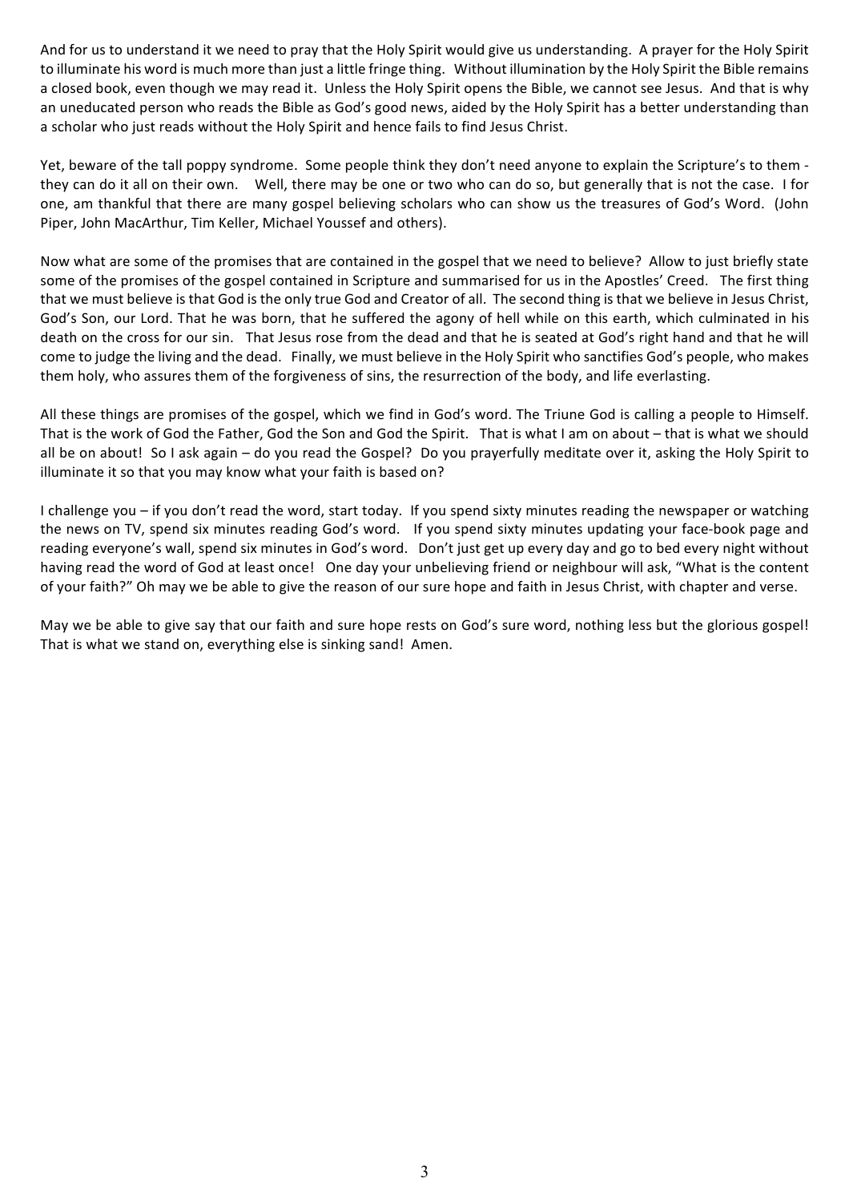And for us to understand it we need to pray that the Holy Spirit would give us understanding. A prayer for the Holy Spirit to illuminate his word is much more than just a little fringe thing. Without illumination by the Holy Spirit the Bible remains a closed book, even though we may read it. Unless the Holy Spirit opens the Bible, we cannot see Jesus. And that is why an uneducated person who reads the Bible as God's good news, aided by the Holy Spirit has a better understanding than a scholar who just reads without the Holy Spirit and hence fails to find Jesus Christ.

Yet, beware of the tall poppy syndrome. Some people think they don't need anyone to explain the Scripture's to them - they can do it all on their own. Well, there may be one or two who can do so, but generally that is not the case. I for one, am thankful that there are many gospel believing scholars who can show us the treasures of God's Word. (John Piper, John MacArthur, Tim Keller, Michael Youssef and others).

Now what are some of the promises that are contained in the gospel that we need to believe? Allow to just briefly state some of the promises of the gospel contained in Scripture and summarised for us in the Apostles' Creed. The first thing that we must believe is that God is the only true God and Creator of all. The second thing is that we believe in Jesus Christ, God's Son, our Lord. That he was born, that he suffered the agony of hell while on this earth, which culminated in his death on the cross for our sin. That Jesus rose from the dead and that he is seated at God's right hand and that he will come to judge the living and the dead. Finally, we must believe in the Holy Spirit who sanctifies God's people, who makes them holy, who assures them of the forgiveness of sins, the resurrection of the body, and life everlasting.

All these things are promises of the gospel, which we find in God's word. The Triune God is calling a people to Himself. That is the work of God the Father, God the Son and God the Spirit. That is what I am on about – that is what we should all be on about! So I ask again – do you read the Gospel? Do you prayerfully meditate over it, asking the Holy Spirit to illuminate it so that you may know what your faith is based on?

I challenge you – if you don't read the word, start today. If you spend sixty minutes reading the newspaper or watching the news on TV, spend six minutes reading God's word. If you spend sixty minutes updating your face-book page and reading everyone's wall, spend six minutes in God's word. Don't just get up every day and go to bed every night without having read the word of God at least once! One day your unbelieving friend or neighbour will ask, "What is the content of your faith?" Oh may we be able to give the reason of our sure hope and faith in Jesus Christ, with chapter and verse.

May we be able to give say that our faith and sure hope rests on God's sure word, nothing less but the glorious gospel! That is what we stand on, everything else is sinking sand! Amen.